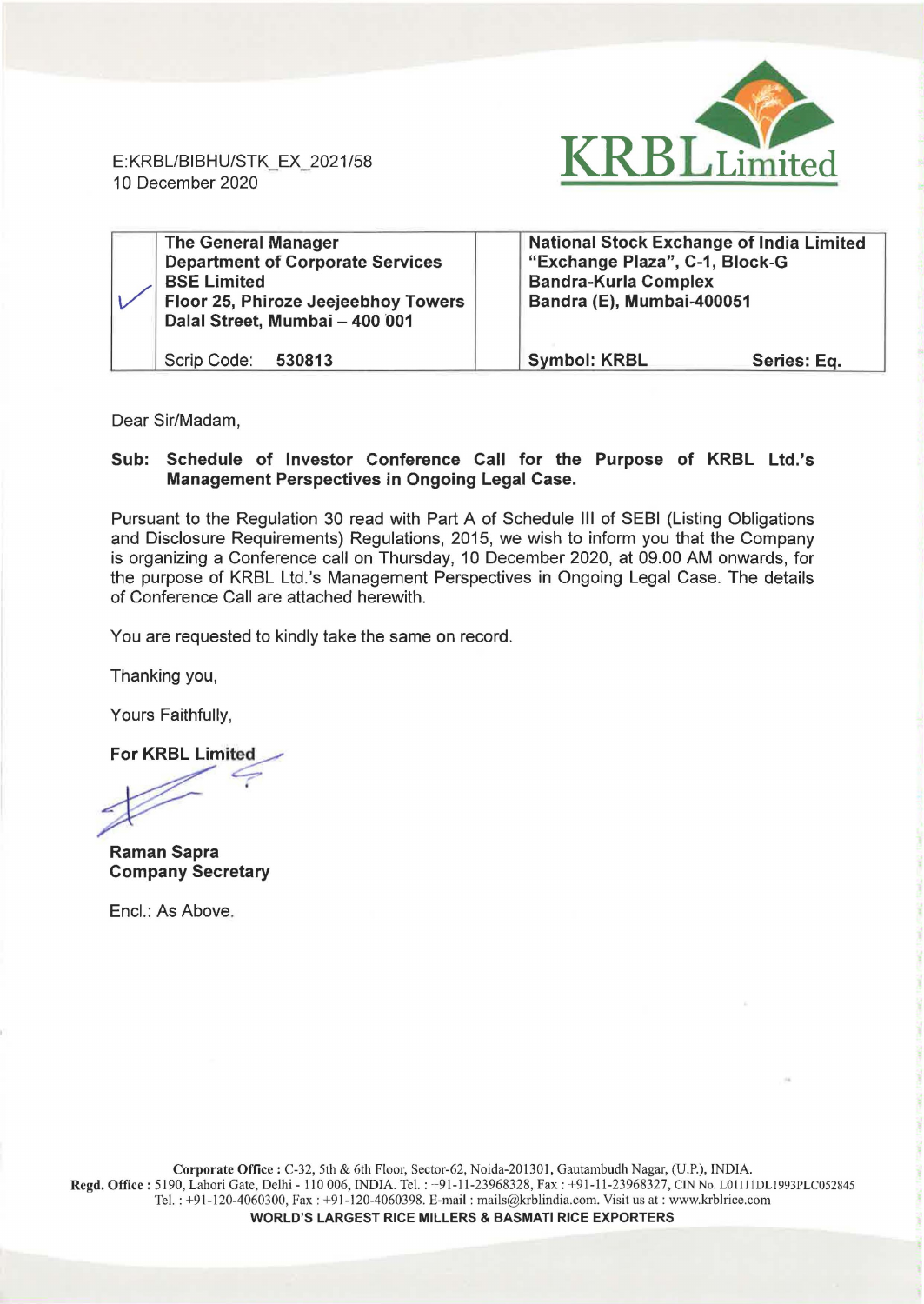E:KRBL/BIBHU/STK_EX_2021/58
10 December 2020

**KRBL Limited**

| | The General Manager<br>Department of Corporate Services<br>BSE Limited<br>Floor 25, Phiroze Jeejeebhoy Towers<br>Dalal Street, Mumbai – 400 001 | National Stock Exchange of India Limited<br>"Exchange Plaza", C-1, Block-G<br>Bandra-Kurla Complex<br>Bandra (E), Mumbai-400051 | |
|---|---|---|---|
| | Scrip Code: **530813** | **Symbol: KRBL** | **Series: Eq.** |

Dear Sir/Madam,

**Sub: Schedule of Investor Conference Call for the Purpose of KRBL Ltd.'s Management Perspectives in Ongoing Legal Case.**

Pursuant to the Regulation 30 read with Part A of Schedule III of SEBI (Listing Obligations and Disclosure Requirements) Regulations, 2015, we wish to inform you that the Company is organizing a Conference call on Thursday, 10 December 2020, at 09.00 AM onwards, for the purpose of KRBL Ltd.'s Management Perspectives in Ongoing Legal Case. The details of Conference Call are attached herewith.

You are requested to kindly take the same on record.

Thanking you,

Yours Faithfully,

**For KRBL Limited**

**Raman Sapra**
**Company Secretary**

Encl.: As Above.

**Corporate Office :** C-32, 5th & 6th Floor, Sector-62, Noida-201301, Gautambudh Nagar, (U.P.), INDIA.
**Regd. Office :** 5190, Lahori Gate, Delhi - 110 006, INDIA. Tel. : +91-11-23968328, Fax : +91-11-23968327, CIN No. L01111DL1993PLC052845
Tel. : +91-120-4060300, Fax : +91-120-4060398. E-mail : mails@krblindia.com. Visit us at : www.krblrice.com
**WORLD'S LARGEST RICE MILLERS & BASMATI RICE EXPORTERS**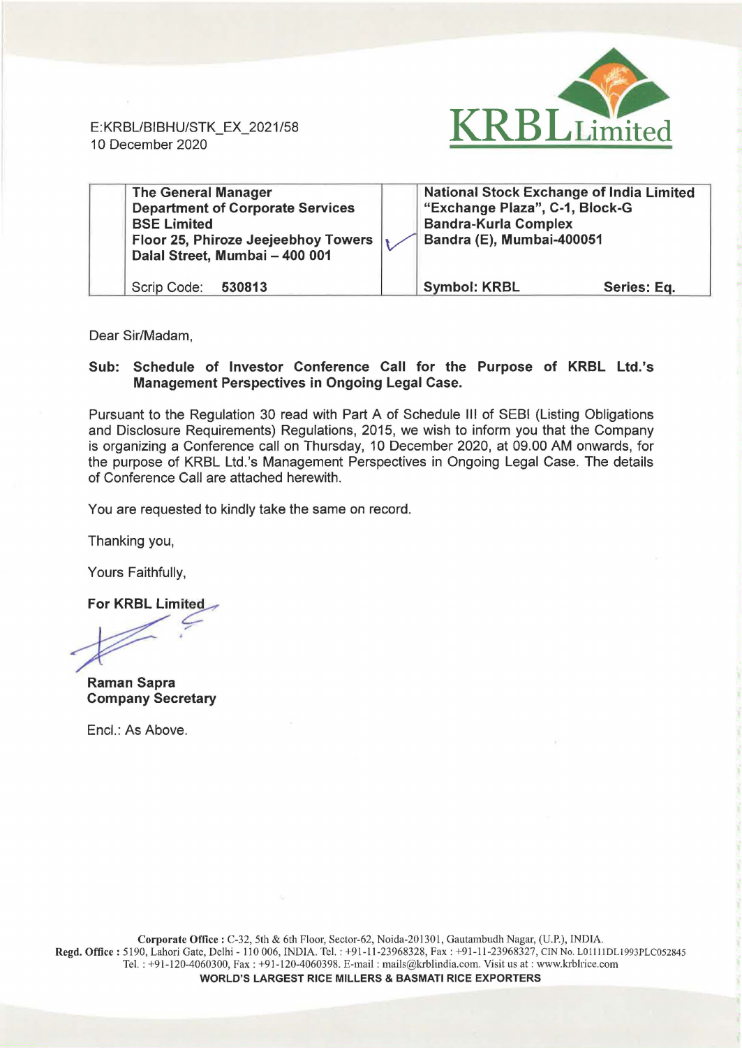E:KRBL/BIBHU/STK_EX_2021/58
10 December 2020

| The General Manager<br>Department of Corporate Services<br>BSE Limited<br>Floor 25, Phiroze Jeejeebhoy Towers<br>Dalal Street, Mumbai – 400 001 | ✓ | National Stock Exchange of India Limited<br>"Exchange Plaza", C-1, Block-G<br>Bandra-Kurla Complex<br>Bandra (E), Mumbai-400051 |
|---|---|---|
| Scrip Code: **530813** | | **Symbol: KRBL** **Series: Eq.** |

Dear Sir/Madam,

**Sub: Schedule of Investor Conference Call for the Purpose of KRBL Ltd.'s Management Perspectives in Ongoing Legal Case.**

Pursuant to the Regulation 30 read with Part A of Schedule III of SEBI (Listing Obligations and Disclosure Requirements) Regulations, 2015, we wish to inform you that the Company is organizing a Conference call on Thursday, 10 December 2020, at 09.00 AM onwards, for the purpose of KRBL Ltd.'s Management Perspectives in Ongoing Legal Case. The details of Conference Call are attached herewith.

You are requested to kindly take the same on record.

Thanking you,

Yours Faithfully,

**For KRBL Limited**

**Raman Sapra**
**Company Secretary**

Encl.: As Above.

**Corporate Office :** C-32, 5th & 6th Floor, Sector-62, Noida-201301, Gautambudh Nagar, (U.P.), INDIA.
**Regd. Office :** 5190, Lahori Gate, Delhi - 110 006, INDIA. Tel. : +91-11-23968328, Fax : +91-11-23968327, CIN No. L01111DL1993PLC052845
Tel. : +91-120-4060300, Fax : +91-120-4060398. E-mail : mails@krblindia.com. Visit us at : www.krblrice.com
**WORLD'S LARGEST RICE MILLERS & BASMATI RICE EXPORTERS**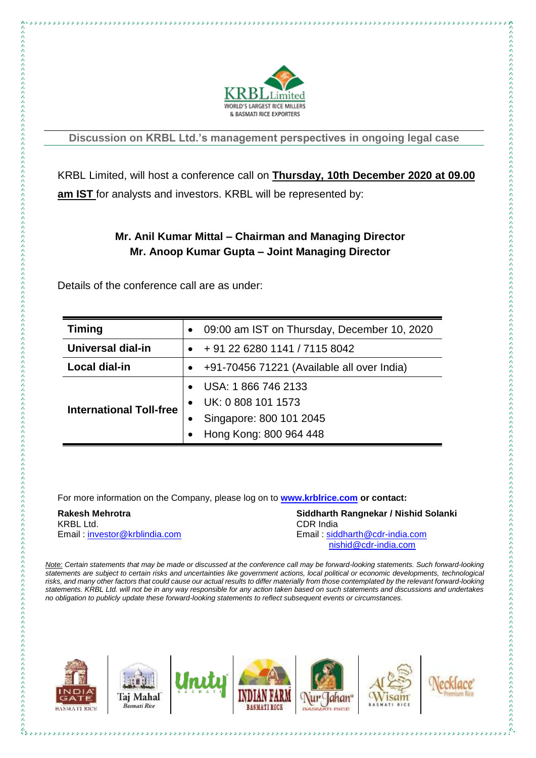KRBL Limited
WORLD'S LARGEST RICE MILLERS
& BASMATI RICE EXPORTERS

## Discussion on KRBL Ltd.'s management perspectives in ongoing legal case

KRBL Limited, will host a conference call on **Thursday, 10th December 2020 at 09.00 am IST** for analysts and investors. KRBL will be represented by:

**Mr. Anil Kumar Mittal – Chairman and Managing Director**
**Mr. Anoop Kumar Gupta – Joint Managing Director**

Details of the conference call are as under:

| | |
|---|---|
| **Timing** | • 09:00 am IST on Thursday, December 10, 2020 |
| **Universal dial-in** | • + 91 22 6280 1141 / 7115 8042 |
| **Local dial-in** | • +91-70456 71221 (Available all over India) |
| **International Toll-free** | • USA: 1 866 746 2133<br>• UK: 0 808 101 1573<br>• Singapore: 800 101 2045<br>• Hong Kong: 800 964 448 |

For more information on the Company, please log on to **www.krblrice.com** **or contact:**

**Rakesh Mehrotra**
KRBL Ltd.
Email : investor@krblindia.com

**Siddharth Rangnekar / Nishid Solanki**
CDR India
Email : siddharth@cdr-india.com
nishid@cdr-india.com

*Note: Certain statements that may be made or discussed at the conference call may be forward-looking statements. Such forward-looking statements are subject to certain risks and uncertainties like government actions, local political or economic developments, technological risks, and many other factors that could cause our actual results to differ materially from those contemplated by the relevant forward-looking statements. KRBL Ltd. will not be in any way responsible for any action taken based on such statements and discussions and undertakes no obligation to publicly update these forward-looking statements to reflect subsequent events or circumstances.*

INDIA GATE BASMATI RICE | Taj Mahal Basmati Rice | Unity Basmati | INDIAN FARM BASMATI RICE | Nur Jahan BASMATI RICE | Al Wisam BASMATI RICE | Necklace Premium Rice